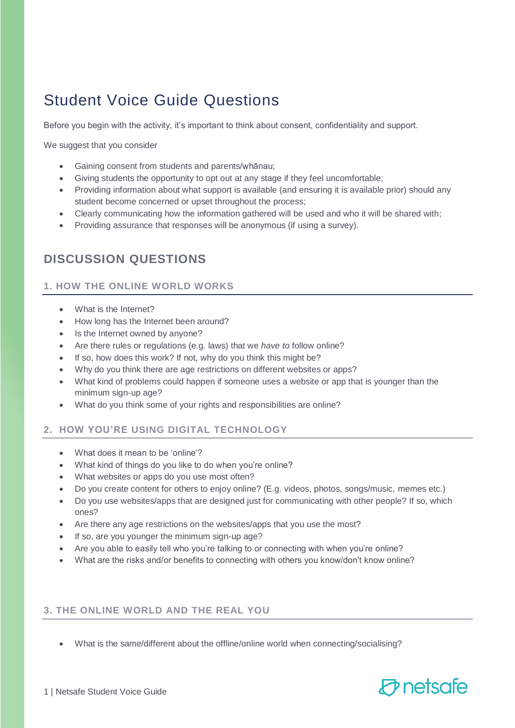# Student Voice Guide Questions

Before you begin with the activity, it's important to think about consent, confidentiality and support.

We suggest that you consider

- Gaining consent from students and parents/whānau;
- Giving students the opportunity to opt out at any stage if they feel uncomfortable;
- Providing information about what support is available (and ensuring it is available prior) should any student become concerned or upset throughout the process;
- Clearly communicating how the information gathered will be used and who it will be shared with;
- Providing assurance that responses will be anonymous (if using a survey).

## DISCUSSION QUESTIONS

### 1. HOW THE ONLINE WORLD WORKS

- What is the Internet?
- How long has the Internet been around?
- Is the Internet owned by anyone?
- Are there rules or regulations (e.g. laws) that we *have to* follow online?
- If so, how does this work? If not, why do you think this might be?
- Why do you think there are age restrictions on different websites or apps?
- What kind of problems could happen if someone uses a website or app that is younger than the minimum sign-up age?
- What do you think some of your rights and responsibilities are online?

### 2. HOW YOU'RE USING DIGITAL TECHNOLOGY

- What does it mean to be 'online'?
- What kind of things do you like to do when you're online?
- What websites or apps do you use most often?
- Do you create content for others to enjoy online? (E.g. videos, photos, songs/music, memes etc.)
- Do you use websites/apps that are designed just for communicating with other people? If so, which ones?
- Are there any age restrictions on the websites/apps that you use the most?
- If so, are you younger the minimum sign-up age?
- Are you able to easily tell who you're talking to or connecting with when you're online?
- What are the risks and/or benefits to connecting with others you know/don't know online?

### 3. THE ONLINE WORLD AND THE REAL YOU

- What is the same/different about the offline/online world when connecting/socialising?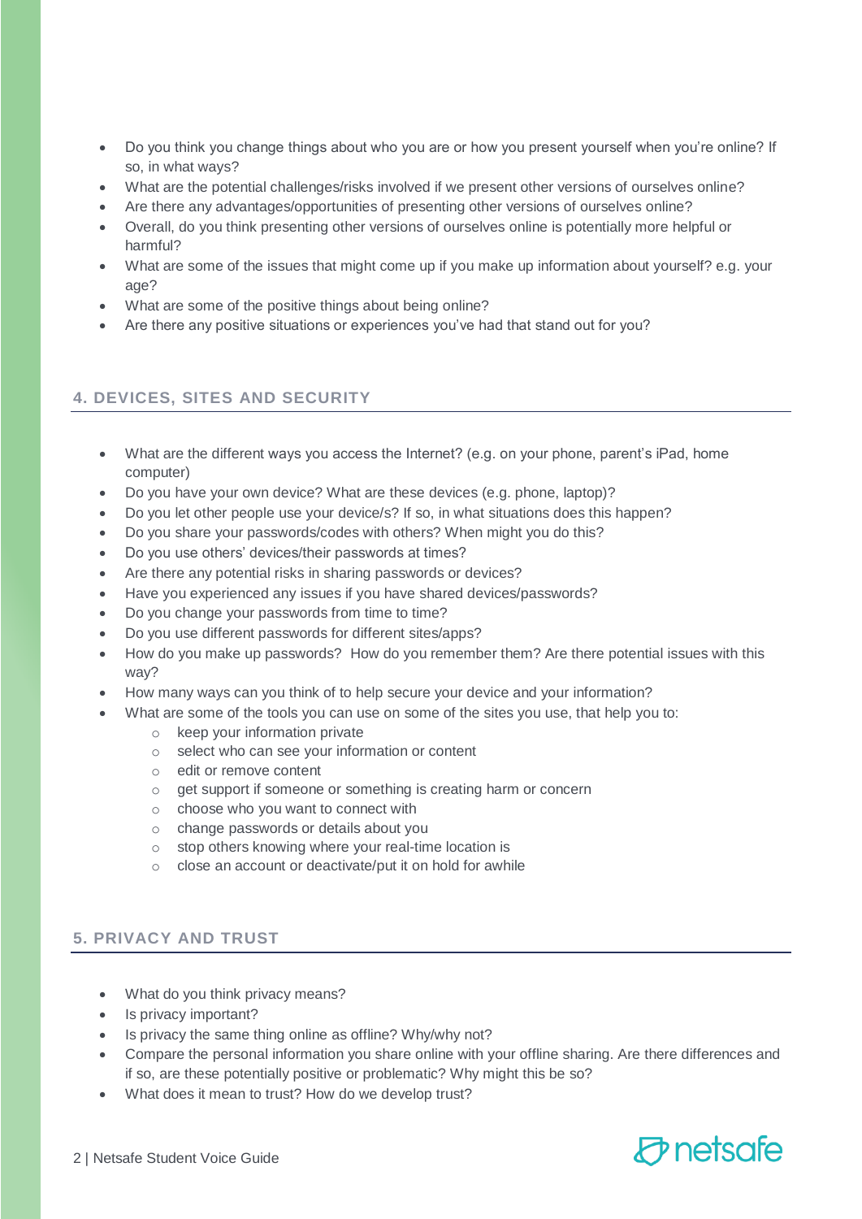- Do you think you change things about who you are or how you present yourself when you're online? If so, in what ways?
- What are the potential challenges/risks involved if we present other versions of ourselves online?
- Are there any advantages/opportunities of presenting other versions of ourselves online?
- Overall, do you think presenting other versions of ourselves online is potentially more helpful or harmful?
- What are some of the issues that might come up if you make up information about yourself? e.g. your age?
- What are some of the positive things about being online?
- Are there any positive situations or experiences you've had that stand out for you?

## 4. DEVICES, SITES AND SECURITY

- What are the different ways you access the Internet? (e.g. on your phone, parent's iPad, home computer)
- Do you have your own device? What are these devices (e.g. phone, laptop)?
- Do you let other people use your device/s? If so, in what situations does this happen?
- Do you share your passwords/codes with others? When might you do this?
- Do you use others' devices/their passwords at times?
- Are there any potential risks in sharing passwords or devices?
- Have you experienced any issues if you have shared devices/passwords?
- Do you change your passwords from time to time?
- Do you use different passwords for different sites/apps?
- How do you make up passwords? How do you remember them? Are there potential issues with this way?
- How many ways can you think of to help secure your device and your information?
- What are some of the tools you can use on some of the sites you use, that help you to:
    - keep your information private
    - select who can see your information or content
    - edit or remove content
    - get support if someone or something is creating harm or concern
    - choose who you want to connect with
    - change passwords or details about you
    - stop others knowing where your real-time location is
    - close an account or deactivate/put it on hold for awhile

## 5. PRIVACY AND TRUST

- What do you think privacy means?
- Is privacy important?
- Is privacy the same thing online as offline? Why/why not?
- Compare the personal information you share online with your offline sharing. Are there differences and if so, are these potentially positive or problematic? Why might this be so?
- What does it mean to trust? How do we develop trust?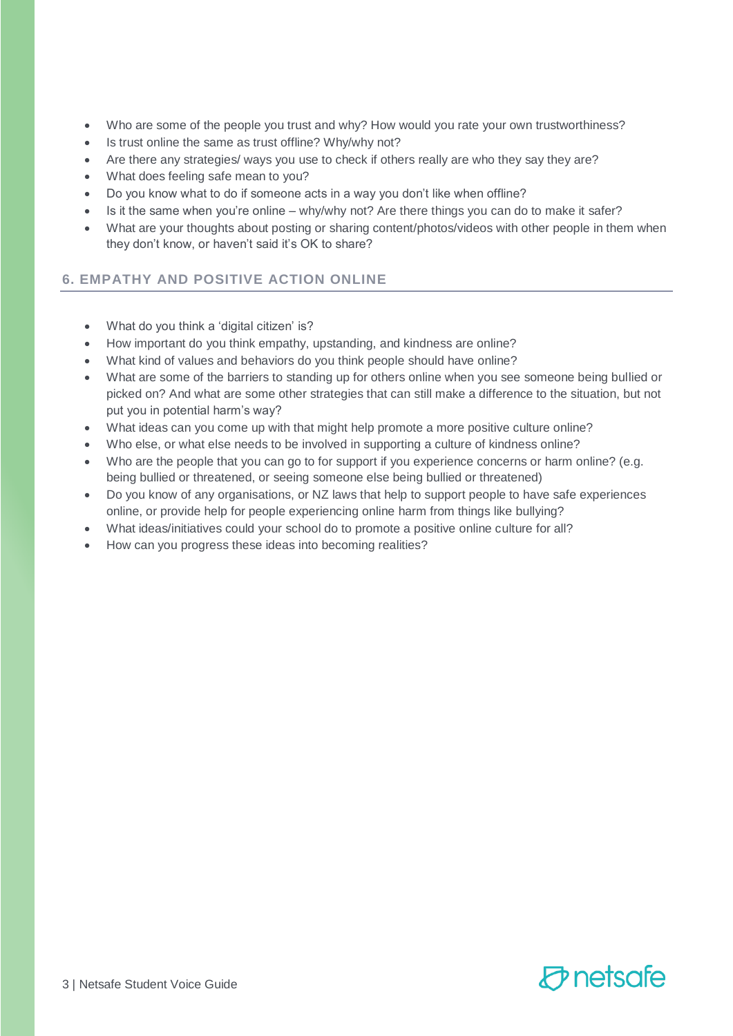- Who are some of the people you trust and why? How would you rate your own trustworthiness?
- Is trust online the same as trust offline? Why/why not?
- Are there any strategies/ ways you use to check if others really are who they say they are?
- What does feeling safe mean to you?
- Do you know what to do if someone acts in a way you don't like when offline?
- Is it the same when you're online – why/why not? Are there things you can do to make it safer?
- What are your thoughts about posting or sharing content/photos/videos with other people in them when they don't know, or haven't said it's OK to share?

## 6. EMPATHY AND POSITIVE ACTION ONLINE

- What do you think a 'digital citizen' is?
- How important do you think empathy, upstanding, and kindness are online?
- What kind of values and behaviors do you think people should have online?
- What are some of the barriers to standing up for others online when you see someone being bullied or picked on? And what are some other strategies that can still make a difference to the situation, but not put you in potential harm's way?
- What ideas can you come up with that might help promote a more positive culture online?
- Who else, or what else needs to be involved in supporting a culture of kindness online?
- Who are the people that you can go to for support if you experience concerns or harm online? (e.g. being bullied or threatened, or seeing someone else being bullied or threatened)
- Do you know of any organisations, or NZ laws that help to support people to have safe experiences online, or provide help for people experiencing online harm from things like bullying?
- What ideas/initiatives could your school do to promote a positive online culture for all?
- How can you progress these ideas into becoming realities?